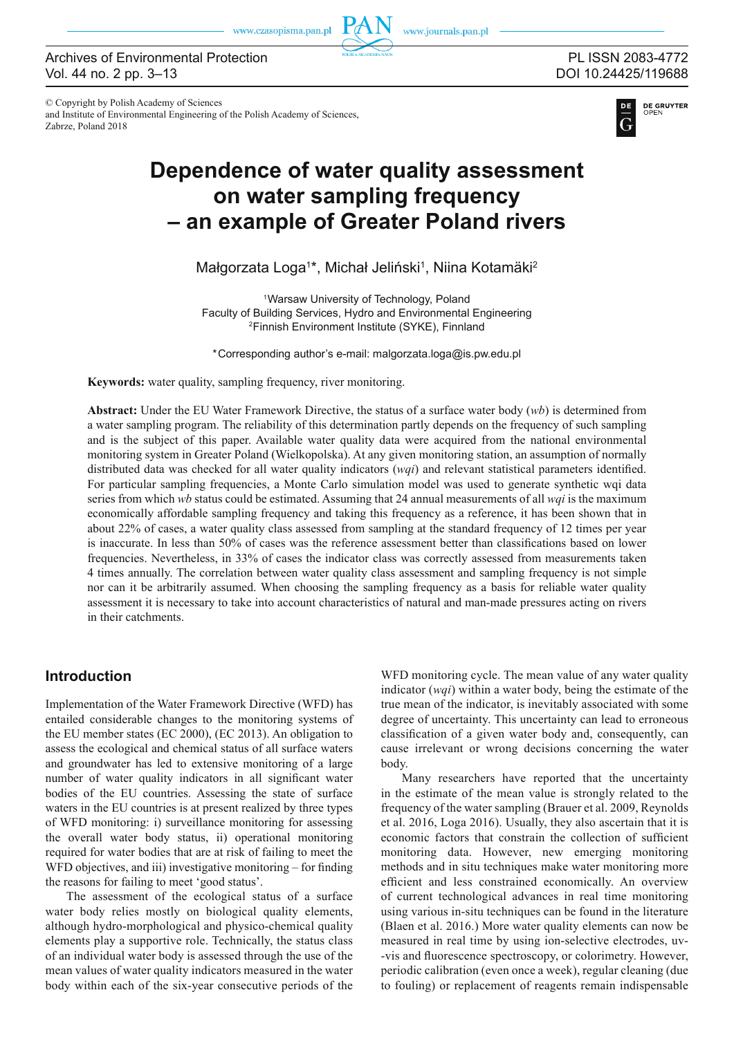# Dependence of water quality assessment on water sampling frequency – an example of Greater Poland rivers

Małgorzata Loga[1]*, Michał Jeliński[1], Niina Kotamäki[2]

[1]Warsaw University of Technology, Poland
Faculty of Building Services, Hydro and Environmental Engineering
[2]Finnish Environment Institute (SYKE), Finnland

*Corresponding author's e-mail: malgorzata.loga@is.pw.edu.pl

**Keywords:** water quality, sampling frequency, river monitoring.

**Abstract:** Under the EU Water Framework Directive, the status of a surface water body (*wb*) is determined from a water sampling program. The reliability of this determination partly depends on the frequency of such sampling and is the subject of this paper. Available water quality data were acquired from the national environmental monitoring system in Greater Poland (Wielkopolska). At any given monitoring station, an assumption of normally distributed data was checked for all water quality indicators (*wqi*) and relevant statistical parameters identified. For particular sampling frequencies, a Monte Carlo simulation model was used to generate synthetic wqi data series from which *wb* status could be estimated. Assuming that 24 annual measurements of all *wqi* is the maximum economically affordable sampling frequency and taking this frequency as a reference, it has been shown that in about 22% of cases, a water quality class assessed from sampling at the standard frequency of 12 times per year is inaccurate. In less than 50% of cases was the reference assessment better than classifications based on lower frequencies. Nevertheless, in 33% of cases the indicator class was correctly assessed from measurements taken 4 times annually. The correlation between water quality class assessment and sampling frequency is not simple nor can it be arbitrarily assumed. When choosing the sampling frequency as a basis for reliable water quality assessment it is necessary to take into account characteristics of natural and man-made pressures acting on rivers in their catchments.

## Introduction

Implementation of the Water Framework Directive (WFD) has entailed considerable changes to the monitoring systems of the EU member states (EC 2000), (EC 2013). An obligation to assess the ecological and chemical status of all surface waters and groundwater has led to extensive monitoring of a large number of water quality indicators in all significant water bodies of the EU countries. Assessing the state of surface waters in the EU countries is at present realized by three types of WFD monitoring: i) surveillance monitoring for assessing the overall water body status, ii) operational monitoring required for water bodies that are at risk of failing to meet the WFD objectives, and iii) investigative monitoring – for finding the reasons for failing to meet 'good status'.

The assessment of the ecological status of a surface water body relies mostly on biological quality elements, although hydro-morphological and physico-chemical quality elements play a supportive role. Technically, the status class of an individual water body is assessed through the use of the mean values of water quality indicators measured in the water body within each of the six-year consecutive periods of the WFD monitoring cycle. The mean value of any water quality indicator (*wqi*) within a water body, being the estimate of the true mean of the indicator, is inevitably associated with some degree of uncertainty. This uncertainty can lead to erroneous classification of a given water body and, consequently, can cause irrelevant or wrong decisions concerning the water body.

Many researchers have reported that the uncertainty in the estimate of the mean value is strongly related to the frequency of the water sampling (Brauer et al. 2009, Reynolds et al. 2016, Loga 2016). Usually, they also ascertain that it is economic factors that constrain the collection of sufficient monitoring data. However, new emerging monitoring methods and in situ techniques make water monitoring more efficient and less constrained economically. An overview of current technological advances in real time monitoring using various in-situ techniques can be found in the literature (Blaen et al. 2016.) More water quality elements can now be measured in real time by using ion-selective electrodes, uv--vis and fluorescence spectroscopy, or colorimetry. However, periodic calibration (even once a week), regular cleaning (due to fouling) or replacement of reagents remain indispensable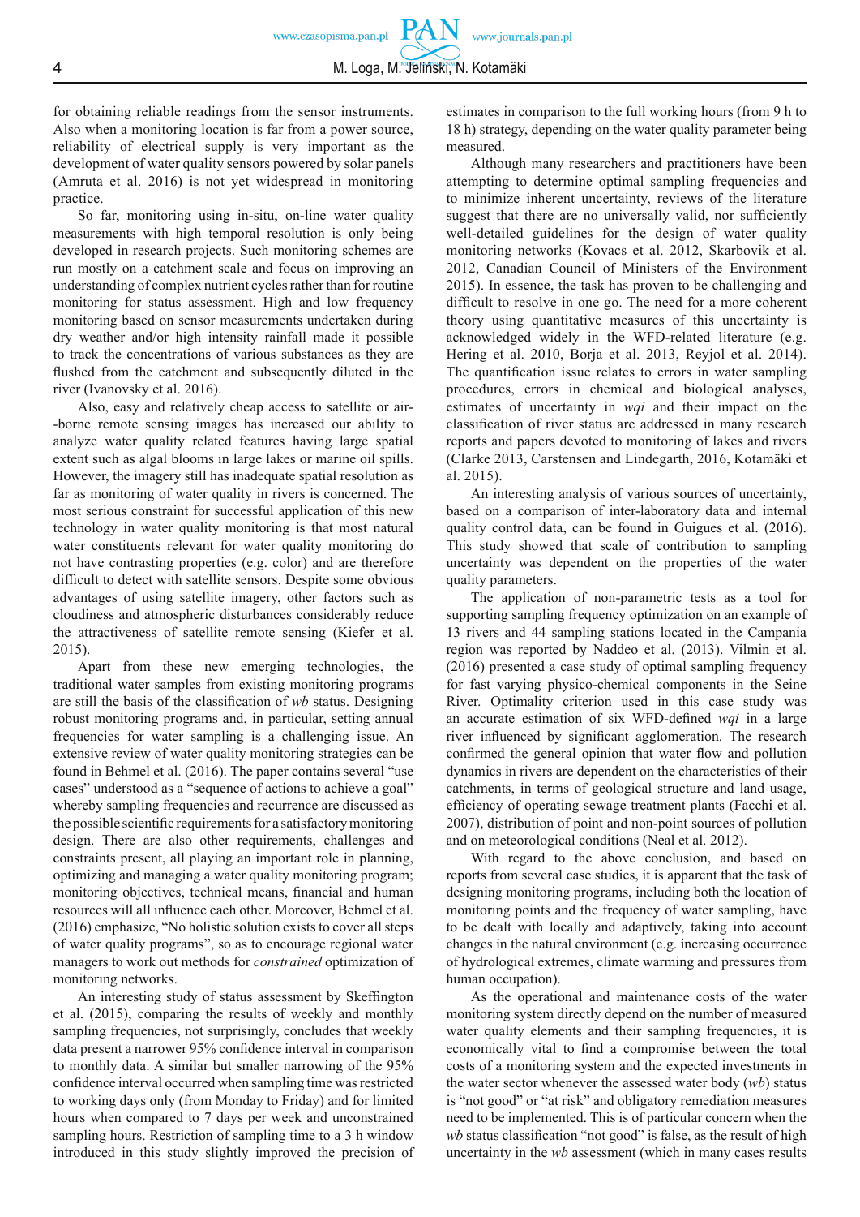for obtaining reliable readings from the sensor instruments. Also when a monitoring location is far from a power source, reliability of electrical supply is very important as the development of water quality sensors powered by solar panels (Amruta et al. 2016) is not yet widespread in monitoring practice.

So far, monitoring using in-situ, on-line water quality measurements with high temporal resolution is only being developed in research projects. Such monitoring schemes are run mostly on a catchment scale and focus on improving an understanding of complex nutrient cycles rather than for routine monitoring for status assessment. High and low frequency monitoring based on sensor measurements undertaken during dry weather and/or high intensity rainfall made it possible to track the concentrations of various substances as they are flushed from the catchment and subsequently diluted in the river (Ivanovsky et al. 2016).

Also, easy and relatively cheap access to satellite or air-borne remote sensing images has increased our ability to analyze water quality related features having large spatial extent such as algal blooms in large lakes or marine oil spills. However, the imagery still has inadequate spatial resolution as far as monitoring of water quality in rivers is concerned. The most serious constraint for successful application of this new technology in water quality monitoring is that most natural water constituents relevant for water quality monitoring do not have contrasting properties (e.g. color) and are therefore difficult to detect with satellite sensors. Despite some obvious advantages of using satellite imagery, other factors such as cloudiness and atmospheric disturbances considerably reduce the attractiveness of satellite remote sensing (Kiefer et al. 2015).

Apart from these new emerging technologies, the traditional water samples from existing monitoring programs are still the basis of the classification of *wb* status. Designing robust monitoring programs and, in particular, setting annual frequencies for water sampling is a challenging issue. An extensive review of water quality monitoring strategies can be found in Behmel et al. (2016). The paper contains several "use cases" understood as a "sequence of actions to achieve a goal" whereby sampling frequencies and recurrence are discussed as the possible scientific requirements for a satisfactory monitoring design. There are also other requirements, challenges and constraints present, all playing an important role in planning, optimizing and managing a water quality monitoring program; monitoring objectives, technical means, financial and human resources will all influence each other. Moreover, Behmel et al. (2016) emphasize, "No holistic solution exists to cover all steps of water quality programs", so as to encourage regional water managers to work out methods for *constrained* optimization of monitoring networks.

An interesting study of status assessment by Skeffington et al. (2015), comparing the results of weekly and monthly sampling frequencies, not surprisingly, concludes that weekly data present a narrower 95% confidence interval in comparison to monthly data. A similar but smaller narrowing of the 95% confidence interval occurred when sampling time was restricted to working days only (from Monday to Friday) and for limited hours when compared to 7 days per week and unconstrained sampling hours. Restriction of sampling time to a 3 h window introduced in this study slightly improved the precision of estimates in comparison to the full working hours (from 9 h to 18 h) strategy, depending on the water quality parameter being measured.

Although many researchers and practitioners have been attempting to determine optimal sampling frequencies and to minimize inherent uncertainty, reviews of the literature suggest that there are no universally valid, nor sufficiently well-detailed guidelines for the design of water quality monitoring networks (Kovacs et al. 2012, Skarbovik et al. 2012, Canadian Council of Ministers of the Environment 2015). In essence, the task has proven to be challenging and difficult to resolve in one go. The need for a more coherent theory using quantitative measures of this uncertainty is acknowledged widely in the WFD-related literature (e.g. Hering et al. 2010, Borja et al. 2013, Reyjol et al. 2014). The quantification issue relates to errors in water sampling procedures, errors in chemical and biological analyses, estimates of uncertainty in *wqi* and their impact on the classification of river status are addressed in many research reports and papers devoted to monitoring of lakes and rivers (Clarke 2013, Carstensen and Lindegarth, 2016, Kotamäki et al. 2015).

An interesting analysis of various sources of uncertainty, based on a comparison of inter-laboratory data and internal quality control data, can be found in Guigues et al. (2016). This study showed that scale of contribution to sampling uncertainty was dependent on the properties of the water quality parameters.

The application of non-parametric tests as a tool for supporting sampling frequency optimization on an example of 13 rivers and 44 sampling stations located in the Campania region was reported by Naddeo et al. (2013). Vilmin et al. (2016) presented a case study of optimal sampling frequency for fast varying physico-chemical components in the Seine River. Optimality criterion used in this case study was an accurate estimation of six WFD-defined *wqi* in a large river influenced by significant agglomeration. The research confirmed the general opinion that water flow and pollution dynamics in rivers are dependent on the characteristics of their catchments, in terms of geological structure and land usage, efficiency of operating sewage treatment plants (Facchi et al. 2007), distribution of point and non-point sources of pollution and on meteorological conditions (Neal et al. 2012).

With regard to the above conclusion, and based on reports from several case studies, it is apparent that the task of designing monitoring programs, including both the location of monitoring points and the frequency of water sampling, have to be dealt with locally and adaptively, taking into account changes in the natural environment (e.g. increasing occurrence of hydrological extremes, climate warming and pressures from human occupation).

As the operational and maintenance costs of the water monitoring system directly depend on the number of measured water quality elements and their sampling frequencies, it is economically vital to find a compromise between the total costs of a monitoring system and the expected investments in the water sector whenever the assessed water body (*wb*) status is "not good" or "at risk" and obligatory remediation measures need to be implemented. This is of particular concern when the *wb* status classification "not good" is false, as the result of high uncertainty in the *wb* assessment (which in many cases results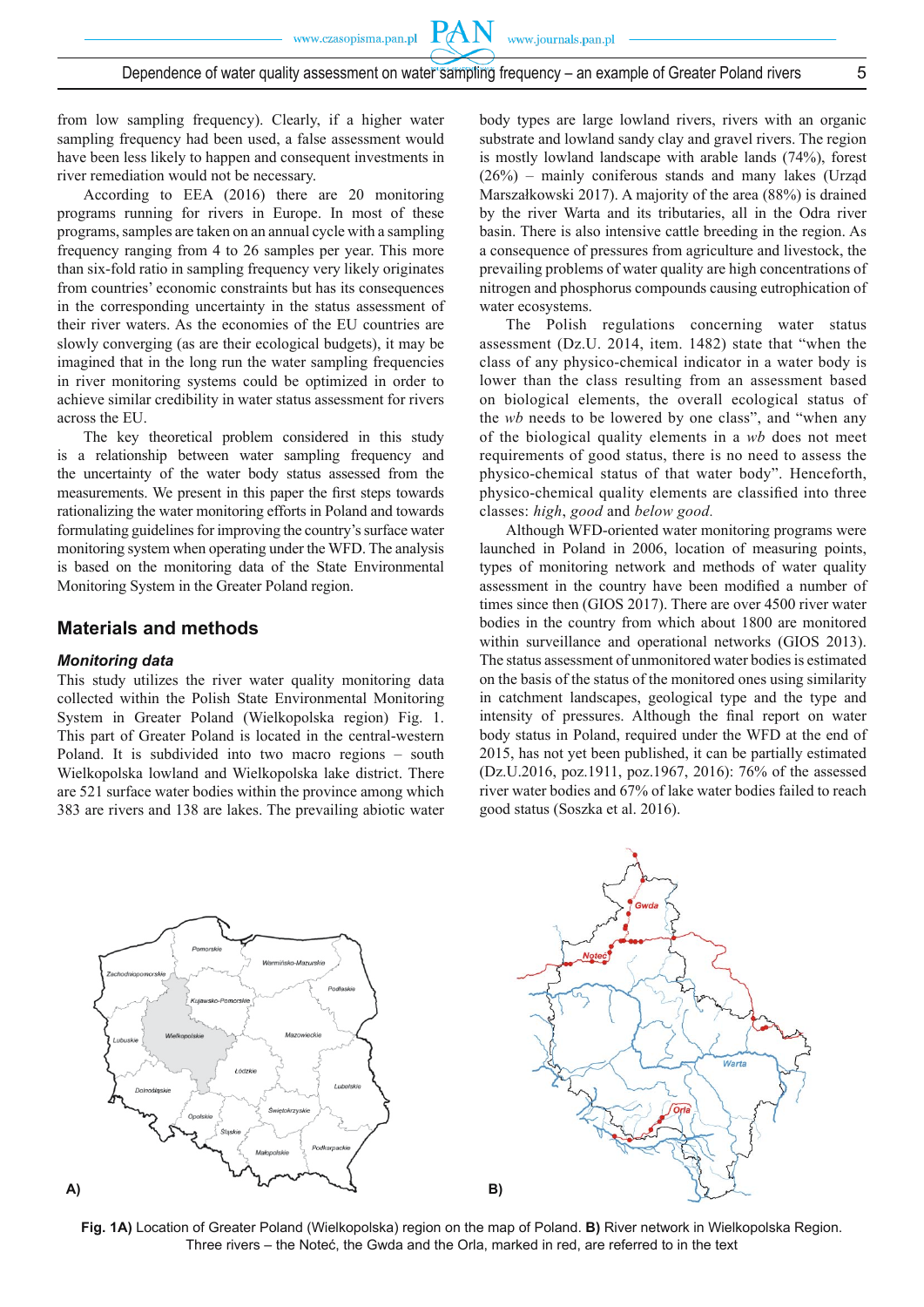from low sampling frequency). Clearly, if a higher water sampling frequency had been used, a false assessment would have been less likely to happen and consequent investments in river remediation would not be necessary.

According to EEA (2016) there are 20 monitoring programs running for rivers in Europe. In most of these programs, samples are taken on an annual cycle with a sampling frequency ranging from 4 to 26 samples per year. This more than six-fold ratio in sampling frequency very likely originates from countries' economic constraints but has its consequences in the corresponding uncertainty in the status assessment of their river waters. As the economies of the EU countries are slowly converging (as are their ecological budgets), it may be imagined that in the long run the water sampling frequencies in river monitoring systems could be optimized in order to achieve similar credibility in water status assessment for rivers across the EU.

The key theoretical problem considered in this study is a relationship between water sampling frequency and the uncertainty of the water body status assessed from the measurements. We present in this paper the first steps towards rationalizing the water monitoring efforts in Poland and towards formulating guidelines for improving the country's surface water monitoring system when operating under the WFD. The analysis is based on the monitoring data of the State Environmental Monitoring System in the Greater Poland region.

## Materials and methods

### *Monitoring data*

This study utilizes the river water quality monitoring data collected within the Polish State Environmental Monitoring System in Greater Poland (Wielkopolska region) Fig. 1. This part of Greater Poland is located in the central-western Poland. It is subdivided into two macro regions – south Wielkopolska lowland and Wielkopolska lake district. There are 521 surface water bodies within the province among which 383 are rivers and 138 are lakes. The prevailing abiotic water body types are large lowland rivers, rivers with an organic substrate and lowland sandy clay and gravel rivers. The region is mostly lowland landscape with arable lands (74%), forest (26%) – mainly coniferous stands and many lakes (Urząd Marszałkowski 2017). A majority of the area (88%) is drained by the river Warta and its tributaries, all in the Odra river basin. There is also intensive cattle breeding in the region. As a consequence of pressures from agriculture and livestock, the prevailing problems of water quality are high concentrations of nitrogen and phosphorus compounds causing eutrophication of water ecosystems.

The Polish regulations concerning water status assessment (Dz.U. 2014, item. 1482) state that "when the class of any physico-chemical indicator in a water body is lower than the class resulting from an assessment based on biological elements, the overall ecological status of the *wb* needs to be lowered by one class", and "when any of the biological quality elements in a *wb* does not meet requirements of good status, there is no need to assess the physico-chemical status of that water body". Henceforth, physico-chemical quality elements are classified into three classes: *high*, *good* and *below good.*

Although WFD-oriented water monitoring programs were launched in Poland in 2006, location of measuring points, types of monitoring network and methods of water quality assessment in the country have been modified a number of times since then (GIOS 2017). There are over 4500 river water bodies in the country from which about 1800 are monitored within surveillance and operational networks (GIOS 2013). The status assessment of unmonitored water bodies is estimated on the basis of the status of the monitored ones using similarity in catchment landscapes, geological type and the type and intensity of pressures. Although the final report on water body status in Poland, required under the WFD at the end of 2015, has not yet been published, it can be partially estimated (Dz.U.2016, poz.1911, poz.1967, 2016): 76% of the assessed river water bodies and 67% of lake water bodies failed to reach good status (Soszka et al. 2016).

**Fig. 1A)** Location of Greater Poland (Wielkopolska) region on the map of Poland. **B)** River network in Wielkopolska Region. Three rivers – the Noteć, the Gwda and the Orla, marked in red, are referred to in the text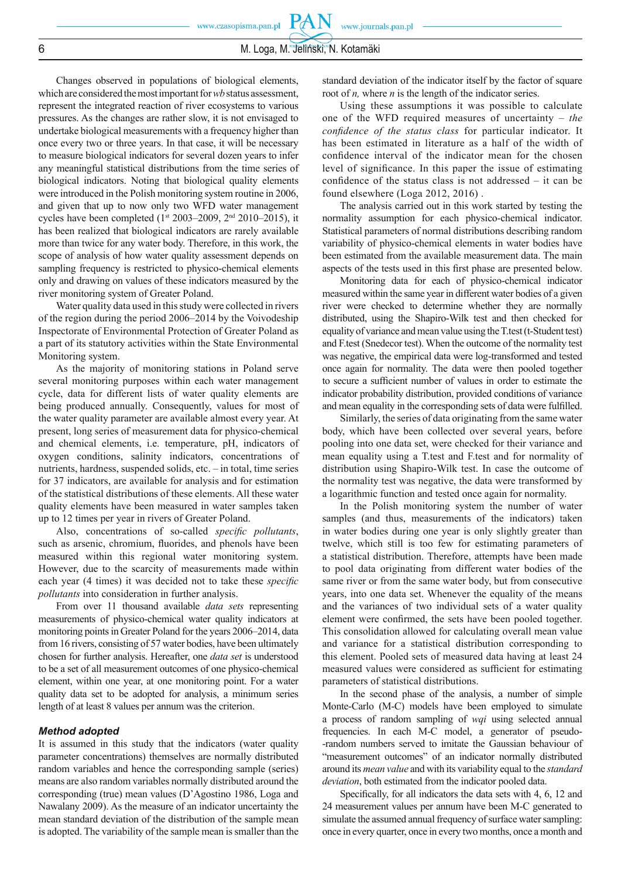Changes observed in populations of biological elements, which are considered the most important for *wb* status assessment, represent the integrated reaction of river ecosystems to various pressures. As the changes are rather slow, it is not envisaged to undertake biological measurements with a frequency higher than once every two or three years. In that case, it will be necessary to measure biological indicators for several dozen years to infer any meaningful statistical distributions from the time series of biological indicators. Noting that biological quality elements were introduced in the Polish monitoring system routine in 2006, and given that up to now only two WFD water management cycles have been completed (1[st] 2003–2009, 2[nd] 2010–2015), it has been realized that biological indicators are rarely available more than twice for any water body. Therefore, in this work, the scope of analysis of how water quality assessment depends on sampling frequency is restricted to physico-chemical elements only and drawing on values of these indicators measured by the river monitoring system of Greater Poland.

Water quality data used in this study were collected in rivers of the region during the period 2006–2014 by the Voivodeship Inspectorate of Environmental Protection of Greater Poland as a part of its statutory activities within the State Environmental Monitoring system.

As the majority of monitoring stations in Poland serve several monitoring purposes within each water management cycle, data for different lists of water quality elements are being produced annually. Consequently, values for most of the water quality parameter are available almost every year. At present, long series of measurement data for physico-chemical and chemical elements, i.e. temperature, pH, indicators of oxygen conditions, salinity indicators, concentrations of nutrients, hardness, suspended solids, etc. – in total, time series for 37 indicators, are available for analysis and for estimation of the statistical distributions of these elements. All these water quality elements have been measured in water samples taken up to 12 times per year in rivers of Greater Poland.

Also, concentrations of so-called *specific pollutants*, such as arsenic, chromium, fluorides, and phenols have been measured within this regional water monitoring system. However, due to the scarcity of measurements made within each year (4 times) it was decided not to take these *specific pollutants* into consideration in further analysis.

From over 11 thousand available *data sets* representing measurements of physico-chemical water quality indicators at monitoring points in Greater Poland for the years 2006–2014, data from 16 rivers, consisting of 57 water bodies, have been ultimately chosen for further analysis. Hereafter, one *data set* is understood to be a set of all measurement outcomes of one physico-chemical element, within one year, at one monitoring point. For a water quality data set to be adopted for analysis, a minimum series length of at least 8 values per annum was the criterion.

### *Method adopted*

It is assumed in this study that the indicators (water quality parameter concentrations) themselves are normally distributed random variables and hence the corresponding sample (series) means are also random variables normally distributed around the corresponding (true) mean values (D'Agostino 1986, Loga and Nawalany 2009). As the measure of an indicator uncertainty the mean standard deviation of the distribution of the sample mean is adopted. The variability of the sample mean is smaller than the standard deviation of the indicator itself by the factor of square root of $n$, where $n$ is the length of the indicator series.

Using these assumptions it was possible to calculate one of the WFD required measures of uncertainty – *the confidence of the status class* for particular indicator. It has been estimated in literature as a half of the width of confidence interval of the indicator mean for the chosen level of significance. In this paper the issue of estimating confidence of the status class is not addressed – it can be found elsewhere (Loga 2012, 2016) .

The analysis carried out in this work started by testing the normality assumption for each physico-chemical indicator. Statistical parameters of normal distributions describing random variability of physico-chemical elements in water bodies have been estimated from the available measurement data. The main aspects of the tests used in this first phase are presented below.

Monitoring data for each of physico-chemical indicator measured within the same year in different water bodies of a given river were checked to determine whether they are normally distributed, using the Shapiro-Wilk test and then checked for equality of variance and mean value using the T.test (t-Student test) and F.test (Snedecor test). When the outcome of the normality test was negative, the empirical data were log-transformed and tested once again for normality. The data were then pooled together to secure a sufficient number of values in order to estimate the indicator probability distribution, provided conditions of variance and mean equality in the corresponding sets of data were fulfilled.

Similarly, the series of data originating from the same water body, which have been collected over several years, before pooling into one data set, were checked for their variance and mean equality using a T.test and F.test and for normality of distribution using Shapiro-Wilk test. In case the outcome of the normality test was negative, the data were transformed by a logarithmic function and tested once again for normality.

In the Polish monitoring system the number of water samples (and thus, measurements of the indicators) taken in water bodies during one year is only slightly greater than twelve, which still is too few for estimating parameters of a statistical distribution. Therefore, attempts have been made to pool data originating from different water bodies of the same river or from the same water body, but from consecutive years, into one data set. Whenever the equality of the means and the variances of two individual sets of a water quality element were confirmed, the sets have been pooled together. This consolidation allowed for calculating overall mean value and variance for a statistical distribution corresponding to this element. Pooled sets of measured data having at least 24 measured values were considered as sufficient for estimating parameters of statistical distributions.

In the second phase of the analysis, a number of simple Monte-Carlo (M-C) models have been employed to simulate a process of random sampling of *wqi* using selected annual frequencies. In each M-C model, a generator of pseudo--random numbers served to imitate the Gaussian behaviour of "measurement outcomes" of an indicator normally distributed around its *mean value* and with its variability equal to the *standard deviation*, both estimated from the indicator pooled data.

Specifically, for all indicators the data sets with 4, 6, 12 and 24 measured values per annum have been M-C generated to simulate the assumed annual frequency of surface water sampling: once in every quarter, once in every two months, once a month and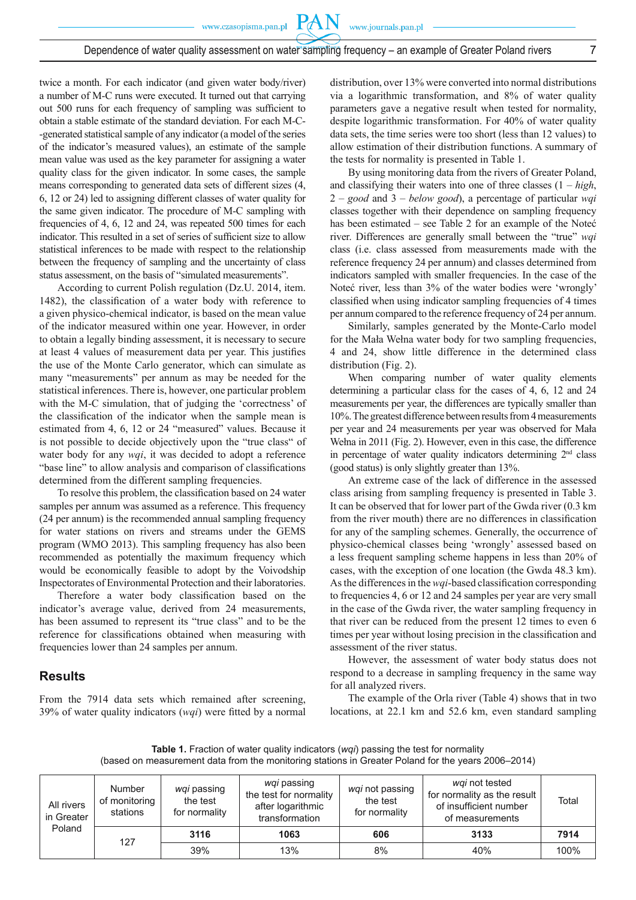twice a month. For each indicator (and given water body/river) a number of M-C runs were executed. It turned out that carrying out 500 runs for each frequency of sampling was sufficient to obtain a stable estimate of the standard deviation. For each M-C-generated statistical sample of any indicator (a model of the series of the indicator's measured values), an estimate of the sample mean value was used as the key parameter for assigning a water quality class for the given indicator. In some cases, the sample means corresponding to generated data sets of different sizes (4, 6, 12 or 24) led to assigning different classes of water quality for the same given indicator. The procedure of M-C sampling with frequencies of 4, 6, 12 and 24, was repeated 500 times for each indicator. This resulted in a set of series of sufficient size to allow statistical inferences to be made with respect to the relationship between the frequency of sampling and the uncertainty of class status assessment, on the basis of "simulated measurements".

According to current Polish regulation (Dz.U. 2014, item. 1482), the classification of a water body with reference to a given physico-chemical indicator, is based on the mean value of the indicator measured within one year. However, in order to obtain a legally binding assessment, it is necessary to secure at least 4 values of measurement data per year. This justifies the use of the Monte Carlo generator, which can simulate as many "measurements" per annum as may be needed for the statistical inferences. There is, however, one particular problem with the M-C simulation, that of judging the 'correctness' of the classification of the indicator when the sample mean is estimated from 4, 6, 12 or 24 "measured" values. Because it is not possible to decide objectively upon the "true class" of water body for any *wqi*, it was decided to adopt a reference "base line" to allow analysis and comparison of classifications determined from the different sampling frequencies.

To resolve this problem, the classification based on 24 water samples per annum was assumed as a reference. This frequency (24 per annum) is the recommended annual sampling frequency for water stations on rivers and streams under the GEMS program (WMO 2013). This sampling frequency has also been recommended as potentially the maximum frequency which would be economically feasible to adopt by the Voivodship Inspectorates of Environmental Protection and their laboratories.

Therefore a water body classification based on the indicator's average value, derived from 24 measurements, has been assumed to represent its "true class" and to be the reference for classifications obtained when measuring with frequencies lower than 24 samples per annum.

## Results

From the 7914 data sets which remained after screening, 39% of water quality indicators (*wqi*) were fitted by a normal distribution, over 13% were converted into normal distributions via a logarithmic transformation, and 8% of water quality parameters gave a negative result when tested for normality, despite logarithmic transformation. For 40% of water quality data sets, the time series were too short (less than 12 values) to allow estimation of their distribution functions. A summary of the tests for normality is presented in Table 1.

By using monitoring data from the rivers of Greater Poland, and classifying their waters into one of three classes (1 – *high*, 2 – *good* and 3 – *below good*), a percentage of particular *wqi* classes together with their dependence on sampling frequency has been estimated – see Table 2 for an example of the Noteć river. Differences are generally small between the "true" *wqi* class (i.e. class assessed from measurements made with the reference frequency 24 per annum) and classes determined from indicators sampled with smaller frequencies. In the case of the Noteć river, less than 3% of the water bodies were 'wrongly' classified when using indicator sampling frequencies of 4 times per annum compared to the reference frequency of 24 per annum.

Similarly, samples generated by the Monte-Carlo model for the Mała Wełna water body for two sampling frequencies, 4 and 24, show little difference in the determined class distribution (Fig. 2).

When comparing number of water quality elements determining a particular class for the cases of 4, 6, 12 and 24 measurements per year, the differences are typically smaller than 10%. The greatest difference between results from 4 measurements per year and 24 measurements per year was observed for Mała Wełna in 2011 (Fig. 2). However, even in this case, the difference in percentage of water quality indicators determining 2nd class (good status) is only slightly greater than 13%.

An extreme case of the lack of difference in the assessed class arising from sampling frequency is presented in Table 3. It can be observed that for lower part of the Gwda river (0.3 km from the river mouth) there are no differences in classification for any of the sampling schemes. Generally, the occurrence of physico-chemical classes being 'wrongly' assessed based on a less frequent sampling scheme happens in less than 20% of cases, with the exception of one location (the Gwda 48.3 km). As the differences in the *wqi*-based classification corresponding to frequencies 4, 6 or 12 and 24 samples per year are very small in the case of the Gwda river, the water sampling frequency in that river can be reduced from the present 12 times to even 6 times per year without losing precision in the classification and assessment of the river status.

However, the assessment of water body status does not respond to a decrease in sampling frequency in the same way for all analyzed rivers.

The example of the Orla river (Table 4) shows that in two locations, at 22.1 km and 52.6 km, even standard sampling

**Table 1.** Fraction of water quality indicators (*wqi*) passing the test for normality (based on measurement data from the monitoring stations in Greater Poland for the years 2006–2014)

| All rivers in Greater Poland | Number of monitoring stations | *wqi* passing the test for normality | *wqi* passing the test for normality after logarithmic transformation | *wqi* not passing the test for normality | *wqi* not tested for normality as the result of insufficient number of measurements | Total |
|---|---|---|---|---|---|---|
| | 127 | **3116** | **1063** | **606** | **3133** | **7914** |
| | | 39% | 13% | 8% | 40% | 100% |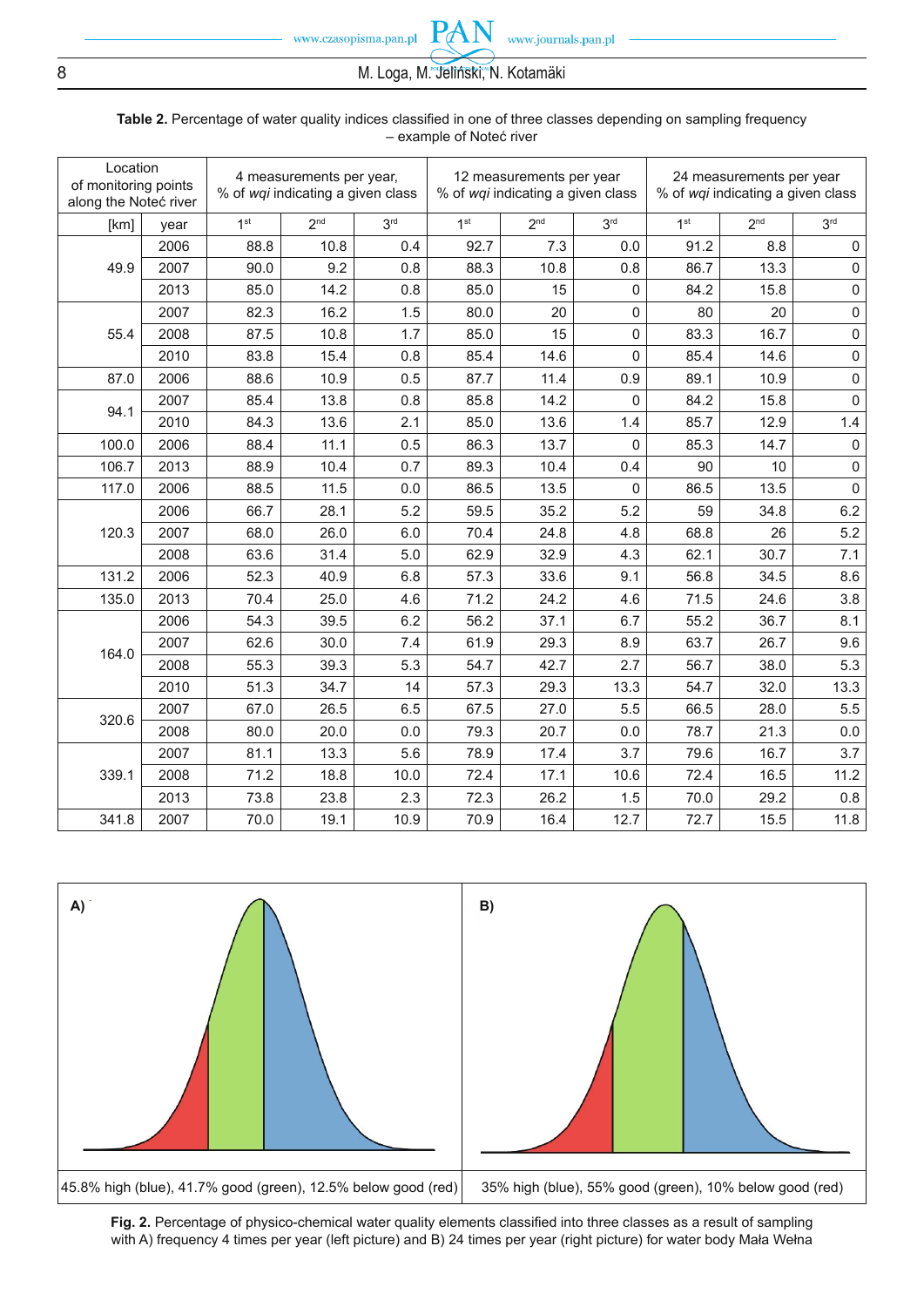**Table 2.** Percentage of water quality indices classified in one of three classes depending on sampling frequency – example of Noteć river

| Location of monitoring points along the Noteć river | | 4 measurements per year, % of *wqi* indicating a given class | | | 12 measurements per year % of *wqi* indicating a given class | | | 24 measurements per year % of *wqi* indicating a given class | | |
|---|---|---|---|---|---|---|---|---|---|---|
| [km] | year | 1st | 2nd | 3rd | 1st | 2nd | 3rd | 1st | 2nd | 3rd |
| 49.9 | 2006 | 88.8 | 10.8 | 0.4 | 92.7 | 7.3 | 0.0 | 91.2 | 8.8 | 0 |
| | 2007 | 90.0 | 9.2 | 0.8 | 88.3 | 10.8 | 0.8 | 86.7 | 13.3 | 0 |
| | 2013 | 85.0 | 14.2 | 0.8 | 85.0 | 15 | 0 | 84.2 | 15.8 | 0 |
| 55.4 | 2007 | 82.3 | 16.2 | 1.5 | 80.0 | 20 | 0 | 80 | 20 | 0 |
| | 2008 | 87.5 | 10.8 | 1.7 | 85.0 | 15 | 0 | 83.3 | 16.7 | 0 |
| | 2010 | 83.8 | 15.4 | 0.8 | 85.4 | 14.6 | 0 | 85.4 | 14.6 | 0 |
| 87.0 | 2006 | 88.6 | 10.9 | 0.5 | 87.7 | 11.4 | 0.9 | 89.1 | 10.9 | 0 |
| 94.1 | 2007 | 85.4 | 13.8 | 0.8 | 85.8 | 14.2 | 0 | 84.2 | 15.8 | 0 |
| | 2010 | 84.3 | 13.6 | 2.1 | 85.0 | 13.6 | 1.4 | 85.7 | 12.9 | 1.4 |
| 100.0 | 2006 | 88.4 | 11.1 | 0.5 | 86.3 | 13.7 | 0 | 85.3 | 14.7 | 0 |
| 106.7 | 2013 | 88.9 | 10.4 | 0.7 | 89.3 | 10.4 | 0.4 | 90 | 10 | 0 |
| 117.0 | 2006 | 88.5 | 11.5 | 0.0 | 86.5 | 13.5 | 0 | 86.5 | 13.5 | 0 |
| 120.3 | 2006 | 66.7 | 28.1 | 5.2 | 59.5 | 35.2 | 5.2 | 59 | 34.8 | 6.2 |
| | 2007 | 68.0 | 26.0 | 6.0 | 70.4 | 24.8 | 4.8 | 68.8 | 26 | 5.2 |
| | 2008 | 63.6 | 31.4 | 5.0 | 62.9 | 32.9 | 4.3 | 62.1 | 30.7 | 7.1 |
| 131.2 | 2006 | 52.3 | 40.9 | 6.8 | 57.3 | 33.6 | 9.1 | 56.8 | 34.5 | 8.6 |
| 135.0 | 2013 | 70.4 | 25.0 | 4.6 | 71.2 | 24.2 | 4.6 | 71.5 | 24.6 | 3.8 |
| 164.0 | 2006 | 54.3 | 39.5 | 6.2 | 56.2 | 37.1 | 6.7 | 55.2 | 36.7 | 8.1 |
| | 2007 | 62.6 | 30.0 | 7.4 | 61.9 | 29.3 | 8.9 | 63.7 | 26.7 | 9.6 |
| | 2008 | 55.3 | 39.3 | 5.3 | 54.7 | 42.7 | 2.7 | 56.7 | 38.0 | 5.3 |
| | 2010 | 51.3 | 34.7 | 14 | 57.3 | 29.3 | 13.3 | 54.7 | 32.0 | 13.3 |
| 320.6 | 2007 | 67.0 | 26.5 | 6.5 | 67.5 | 27.0 | 5.5 | 66.5 | 28.0 | 5.5 |
| | 2008 | 80.0 | 20.0 | 0.0 | 79.3 | 20.7 | 0.0 | 78.7 | 21.3 | 0.0 |
| 339.1 | 2007 | 81.1 | 13.3 | 5.6 | 78.9 | 17.4 | 3.7 | 79.6 | 16.7 | 3.7 |
| | 2008 | 71.2 | 18.8 | 10.0 | 72.4 | 17.1 | 10.6 | 72.4 | 16.5 | 11.2 |
| | 2013 | 73.8 | 23.8 | 2.3 | 72.3 | 26.2 | 1.5 | 70.0 | 29.2 | 0.8 |
| 341.8 | 2007 | 70.0 | 19.1 | 10.9 | 70.9 | 16.4 | 12.7 | 72.7 | 15.5 | 11.8 |

A) 45.8% high (blue), 41.7% good (green), 12.5% below good (red)

B) 35% high (blue), 55% good (green), 10% below good (red)

**Fig. 2.** Percentage of physico-chemical water quality elements classified into three classes as a result of sampling with A) frequency 4 times per year (left picture) and B) 24 times per year (right picture) for water body Mała Wełna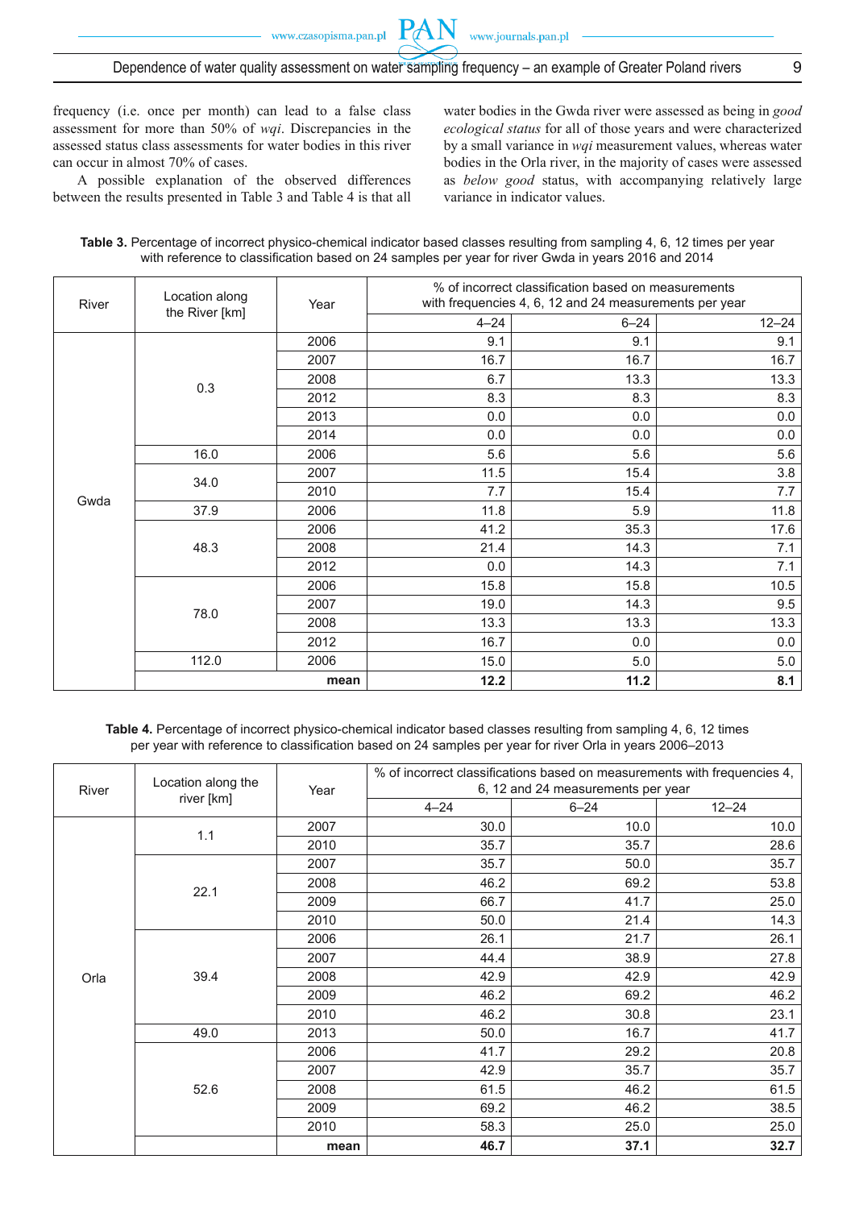frequency (i.e. once per month) can lead to a false class assessment for more than 50% of *wqi*. Discrepancies in the assessed status class assessments for water bodies in this river can occur in almost 70% of cases.

A possible explanation of the observed differences between the results presented in Table 3 and Table 4 is that all water bodies in the Gwda river were assessed as being in *good ecological status* for all of those years and were characterized by a small variance in *wqi* measurement values, whereas water bodies in the Orla river, in the majority of cases were assessed as *below good* status, with accompanying relatively large variance in indicator values.

**Table 3.** Percentage of incorrect physico-chemical indicator based classes resulting from sampling 4, 6, 12 times per year with reference to classification based on 24 samples per year for river Gwda in years 2016 and 2014

| River | Location along the River [km] | Year | % of incorrect classification based on measurements with frequencies 4, 6, 12 and 24 measurements per year | | |
|---|---|---|---|---|---|
| | | | 4–24 | 6–24 | 12–24 |
| Gwda | 0.3 | 2006 | 9.1 | 9.1 | 9.1 |
| | | 2007 | 16.7 | 16.7 | 16.7 |
| | | 2008 | 6.7 | 13.3 | 13.3 |
| | | 2012 | 8.3 | 8.3 | 8.3 |
| | | 2013 | 0.0 | 0.0 | 0.0 |
| | | 2014 | 0.0 | 0.0 | 0.0 |
| | 16.0 | 2006 | 5.6 | 5.6 | 5.6 |
| | 34.0 | 2007 | 11.5 | 15.4 | 3.8 |
| | | 2010 | 7.7 | 15.4 | 7.7 |
| | 37.9 | 2006 | 11.8 | 5.9 | 11.8 |
| | 48.3 | 2006 | 41.2 | 35.3 | 17.6 |
| | | 2008 | 21.4 | 14.3 | 7.1 |
| | | 2012 | 0.0 | 14.3 | 7.1 |
| | 78.0 | 2006 | 15.8 | 15.8 | 10.5 |
| | | 2007 | 19.0 | 14.3 | 9.5 |
| | | 2008 | 13.3 | 13.3 | 13.3 |
| | | 2012 | 16.7 | 0.0 | 0.0 |
| | 112.0 | 2006 | 15.0 | 5.0 | 5.0 |
| | | **mean** | **12.2** | **11.2** | **8.1** |

**Table 4.** Percentage of incorrect physico-chemical indicator based classes resulting from sampling 4, 6, 12 times per year with reference to classification based on 24 samples per year for river Orla in years 2006–2013

| River | Location along the river [km] | Year | % of incorrect classifications based on measurements with frequencies 4, 6, 12 and 24 measurements per year | | |
|---|---|---|---|---|---|
| | | | 4–24 | 6–24 | 12–24 |
| Orla | 1.1 | 2007 | 30.0 | 10.0 | 10.0 |
| | | 2010 | 35.7 | 35.7 | 28.6 |
| | 22.1 | 2007 | 35.7 | 50.0 | 35.7 |
| | | 2008 | 46.2 | 69.2 | 53.8 |
| | | 2009 | 66.7 | 41.7 | 25.0 |
| | | 2010 | 50.0 | 21.4 | 14.3 |
| | 39.4 | 2006 | 26.1 | 21.7 | 26.1 |
| | | 2007 | 44.4 | 38.9 | 27.8 |
| | | 2008 | 42.9 | 42.9 | 42.9 |
| | | 2009 | 46.2 | 69.2 | 46.2 |
| | | 2010 | 46.2 | 30.8 | 23.1 |
| | 49.0 | 2013 | 50.0 | 16.7 | 41.7 |
| | 52.6 | 2006 | 41.7 | 29.2 | 20.8 |
| | | 2007 | 42.9 | 35.7 | 35.7 |
| | | 2008 | 61.5 | 46.2 | 61.5 |
| | | 2009 | 69.2 | 46.2 | 38.5 |
| | | 2010 | 58.3 | 25.0 | 25.0 |
| | | **mean** | **46.7** | **37.1** | **32.7** |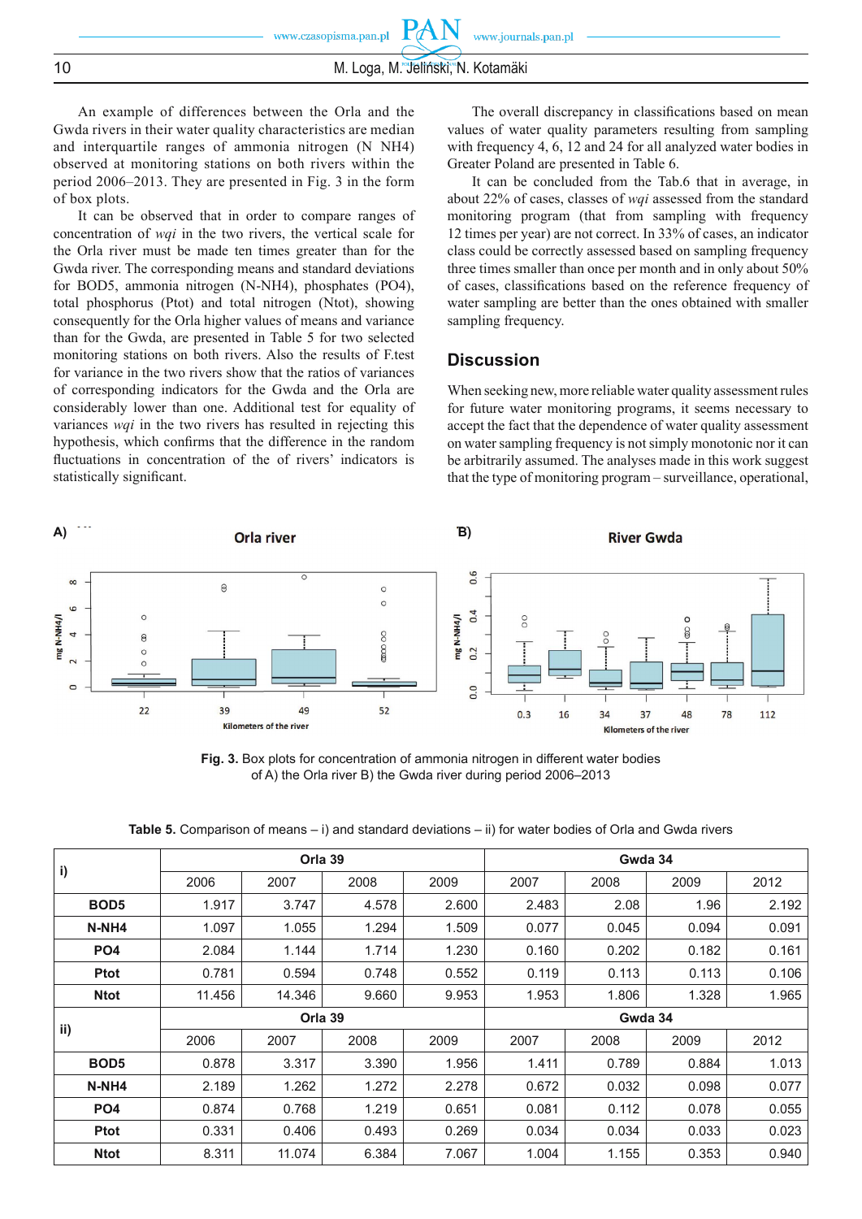An example of differences between the Orla and the Gwda rivers in their water quality characteristics are median and interquartile ranges of ammonia nitrogen (N NH4) observed at monitoring stations on both rivers within the period 2006–2013. They are presented in Fig. 3 in the form of box plots.

It can be observed that in order to compare ranges of concentration of *wqi* in the two rivers, the vertical scale for the Orla river must be made ten times greater than for the Gwda river. The corresponding means and standard deviations for BOD5, ammonia nitrogen (N-NH4), phosphates (PO4), total phosphorus (Ptot) and total nitrogen (Ntot), showing consequently for the Orla higher values of means and variance than for the Gwda, are presented in Table 5 for two selected monitoring stations on both rivers. Also the results of F.test for variance in the two rivers show that the ratios of variances of corresponding indicators for the Gwda and the Orla are considerably lower than one. Additional test for equality of variances *wqi* in the two rivers has resulted in rejecting this hypothesis, which confirms that the difference in the random fluctuations in concentration of the of rivers' indicators is statistically significant.

The overall discrepancy in classifications based on mean values of water quality parameters resulting from sampling with frequency 4, 6, 12 and 24 for all analyzed water bodies in Greater Poland are presented in Table 6.

It can be concluded from the Tab.6 that in average, in about 22% of cases, classes of *wqi* assessed from the standard monitoring program (that from sampling with frequency 12 times per year) are not correct. In 33% of cases, an indicator class could be correctly assessed based on sampling frequency three times smaller than once per month and in only about 50% of cases, classifications based on the reference frequency of water sampling are better than the ones obtained with smaller sampling frequency.

## Discussion

When seeking new, more reliable water quality assessment rules for future water monitoring programs, it seems necessary to accept the fact that the dependence of water quality assessment on water sampling frequency is not simply monotonic nor it can be arbitrarily assumed. The analyses made in this work suggest that the type of monitoring program – surveillance, operational,

**Fig. 3.** Box plots for concentration of ammonia nitrogen in different water bodies of A) the Orla river B) the Gwda river during period 2006–2013

**Table 5.** Comparison of means – i) and standard deviations – ii) for water bodies of Orla and Gwda rivers

| i) | Orla 39 | | | | Gwda 34 | | | |
|---|---|---|---|---|---|---|---|---|
| | 2006 | 2007 | 2008 | 2009 | 2007 | 2008 | 2009 | 2012 |
| **BOD5** | 1.917 | 3.747 | 4.578 | 2.600 | 2.483 | 2.08 | 1.96 | 2.192 |
| **N-NH4** | 1.097 | 1.055 | 1.294 | 1.509 | 0.077 | 0.045 | 0.094 | 0.091 |
| **PO4** | 2.084 | 1.144 | 1.714 | 1.230 | 0.160 | 0.202 | 0.182 | 0.161 |
| **Ptot** | 0.781 | 0.594 | 0.748 | 0.552 | 0.119 | 0.113 | 0.113 | 0.106 |
| **Ntot** | 11.456 | 14.346 | 9.660 | 9.953 | 1.953 | 1.806 | 1.328 | 1.965 |
| **ii)** | **Orla 39** | | | | **Gwda 34** | | | |
| | 2006 | 2007 | 2008 | 2009 | 2007 | 2008 | 2009 | 2012 |
| **BOD5** | 0.878 | 3.317 | 3.390 | 1.956 | 1.411 | 0.789 | 0.884 | 1.013 |
| **N-NH4** | 2.189 | 1.262 | 1.272 | 2.278 | 0.672 | 0.032 | 0.098 | 0.077 |
| **PO4** | 0.874 | 0.768 | 1.219 | 0.651 | 0.081 | 0.112 | 0.078 | 0.055 |
| **Ptot** | 0.331 | 0.406 | 0.493 | 0.269 | 0.034 | 0.034 | 0.033 | 0.023 |
| **Ntot** | 8.311 | 11.074 | 6.384 | 7.067 | 1.004 | 1.155 | 0.353 | 0.940 |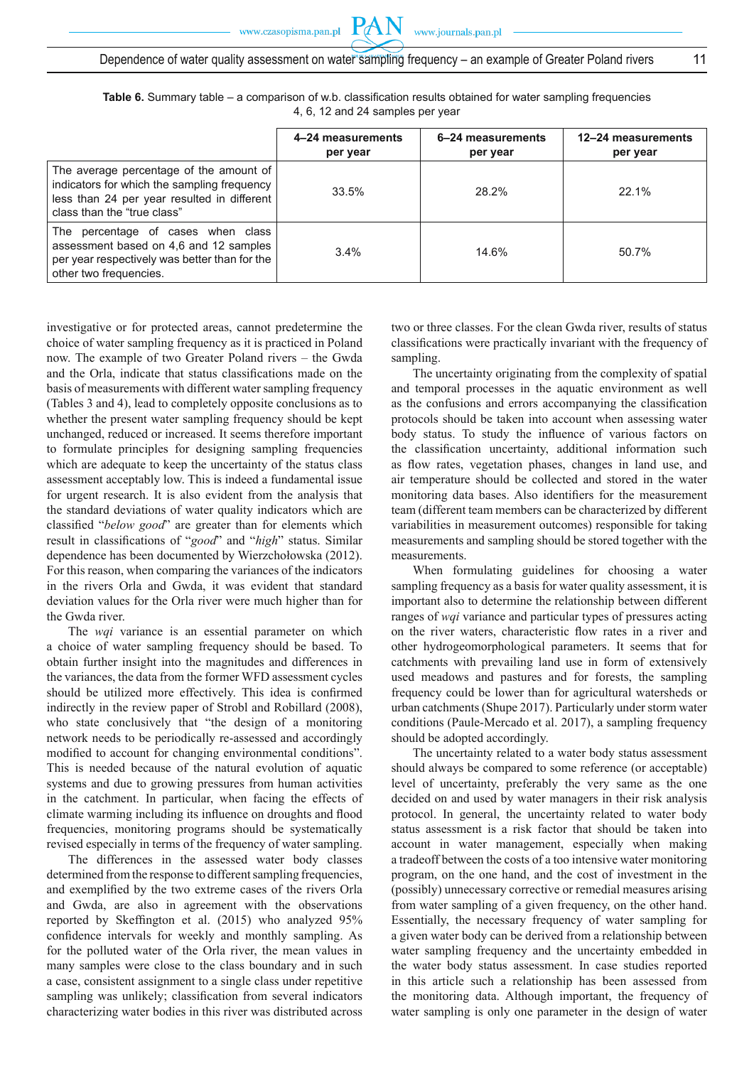**Table 6.** Summary table – a comparison of w.b. classification results obtained for water sampling frequencies 4, 6, 12 and 24 samples per year

| | 4–24 measurements per year | 6–24 measurements per year | 12–24 measurements per year |
|---|---|---|---|
| The average percentage of the amount of indicators for which the sampling frequency less than 24 per year resulted in different class than the "true class" | 33.5% | 28.2% | 22.1% |
| The percentage of cases when class assessment based on 4,6 and 12 samples per year respectively was better than for the other two frequencies. | 3.4% | 14.6% | 50.7% |

investigative or for protected areas, cannot predetermine the choice of water sampling frequency as it is practiced in Poland now. The example of two Greater Poland rivers – the Gwda and the Orla, indicate that status classifications made on the basis of measurements with different water sampling frequency (Tables 3 and 4), lead to completely opposite conclusions as to whether the present water sampling frequency should be kept unchanged, reduced or increased. It seems therefore important to formulate principles for designing sampling frequencies which are adequate to keep the uncertainty of the status class assessment acceptably low. This is indeed a fundamental issue for urgent research. It is also evident from the analysis that the standard deviations of water quality indicators which are classified "*below good*" are greater than for elements which result in classifications of "*good*" and "*high*" status. Similar dependence has been documented by Wierzchołowska (2012). For this reason, when comparing the variances of the indicators in the rivers Orla and Gwda, it was evident that standard deviation values for the Orla river were much higher than for the Gwda river.

The *wqi* variance is an essential parameter on which a choice of water sampling frequency should be based. To obtain further insight into the magnitudes and differences in the variances, the data from the former WFD assessment cycles should be utilized more effectively. This idea is confirmed indirectly in the review paper of Strobl and Robillard (2008), who state conclusively that "the design of a monitoring network needs to be periodically re-assessed and accordingly modified to account for changing environmental conditions". This is needed because of the natural evolution of aquatic systems and due to growing pressures from human activities in the catchment. In particular, when facing the effects of climate warming including its influence on droughts and flood frequencies, monitoring programs should be systematically revised especially in terms of the frequency of water sampling.

The differences in the assessed water body classes determined from the response to different sampling frequencies, and exemplified by the two extreme cases of the rivers Orla and Gwda, are also in agreement with the observations reported by Skeffington et al. (2015) who analyzed 95% confidence intervals for weekly and monthly sampling. As for the polluted water of the Orla river, the mean values in many samples were close to the class boundary and in such a case, consistent assignment to a single class under repetitive sampling was unlikely; classification from several indicators characterizing water bodies in this river was distributed across two or three classes. For the clean Gwda river, results of status classifications were practically invariant with the frequency of sampling.

The uncertainty originating from the complexity of spatial and temporal processes in the aquatic environment as well as the confusions and errors accompanying the classification protocols should be taken into account when assessing water body status. To study the influence of various factors on the classification uncertainty, additional information such as flow rates, vegetation phases, changes in land use, and air temperature should be collected and stored in the water monitoring data bases. Also identifiers for the measurement team (different team members can be characterized by different variabilities in measurement outcomes) responsible for taking measurements and sampling should be stored together with the measurements.

When formulating guidelines for choosing a water sampling frequency as a basis for water quality assessment, it is important also to determine the relationship between different ranges of *wqi* variance and particular types of pressures acting on the river waters, characteristic flow rates in a river and other hydrogeomorphological parameters. It seems that for catchments with prevailing land use in form of extensively used meadows and pastures and for forests, the sampling frequency could be lower than for agricultural watersheds or urban catchments (Shupe 2017). Particularly under storm water conditions (Paule-Mercado et al. 2017), a sampling frequency should be adopted accordingly.

The uncertainty related to a water body status assessment should always be compared to some reference (or acceptable) level of uncertainty, preferably the very same as the one decided on and used by water managers in their risk analysis protocol. In general, the uncertainty related to water body status assessment is a risk factor that should be taken into account in water management, especially when making a tradeoff between the costs of a too intensive water monitoring program, on the one hand, and the cost of investment in the (possibly) unnecessary corrective or remedial measures arising from water sampling of a given frequency, on the other hand. Essentially, the necessary frequency of water sampling for a given water body can be derived from a relationship between water sampling frequency and the uncertainty embedded in the water body status assessment. In case studies reported in this article such a relationship has been assessed from the monitoring data. Although important, the frequency of water sampling is only one parameter in the design of water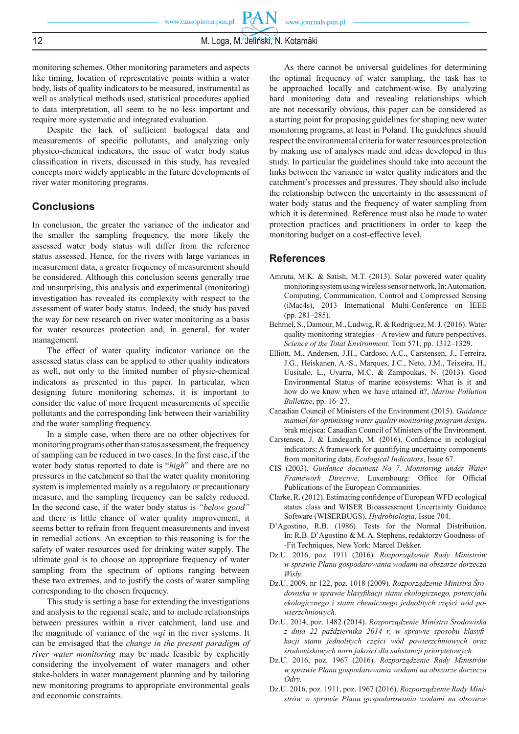monitoring schemes. Other monitoring parameters and aspects like timing, location of representative points within a water body, lists of quality indicators to be measured, instrumental as well as analytical methods used, statistical procedures applied to data interpretation, all seem to be no less important and require more systematic and integrated evaluation.

Despite the lack of sufficient biological data and measurements of specific pollutants, and analyzing only physico-chemical indicators, the issue of water body status classification in rivers, discussed in this study, has revealed concepts more widely applicable in the future developments of river water monitoring programs.

## Conclusions

In conclusion, the greater the variance of the indicator and the smaller the sampling frequency, the more likely the assessed water body status will differ from the reference status assessed. Hence, for the rivers with large variances in measurement data, a greater frequency of measurement should be considered. Although this conclusion seems generally true and unsurprising, this analysis and experimental (monitoring) investigation has revealed its complexity with respect to the assessment of water body status. Indeed, the study has paved the way for new research on river water monitoring as a basis for water resources protection and, in general, for water management.

The effect of water quality indicator variance on the assessed status class can be applied to other quality indicators as well, not only to the limited number of physic-chemical indicators as presented in this paper. In particular, when designing future monitoring schemes, it is important to consider the value of more frequent measurements of specific pollutants and the corresponding link between their variability and the water sampling frequency.

In a simple case, when there are no other objectives for monitoring programs other than status assessment, the frequency of sampling can be reduced in two cases. In the first case, if the water body status reported to date is "*high*" and there are no pressures in the catchment so that the water quality monitoring system is implemented mainly as a regulatory or precautionary measure, and the sampling frequency can be safely reduced. In the second case, if the water body status is *"below good"* and there is little chance of water quality improvement, it seems better to refrain from frequent measurements and invest in remedial actions. An exception to this reasoning is for the safety of water resources used for drinking water supply. The ultimate goal is to choose an appropriate frequency of water sampling from the spectrum of options ranging between these two extremes, and to justify the costs of water sampling corresponding to the chosen frequency.

This study is setting a base for extending the investigations and analysis to the regional scale, and to include relationships between pressures within a river catchment, land use and the magnitude of variance of the *wqi* in the river systems. It can be envisaged that the *change in the present paradigm of river water monitoring* may be made feasible by explicitly considering the involvement of water managers and other stake-holders in water management planning and by tailoring new monitoring programs to appropriate environmental goals and economic constraints.

As there cannot be universal guidelines for determining the optimal frequency of water sampling, the task has to be approached locally and catchment-wise. By analyzing hard monitoring data and revealing relationships which are not necessarily obvious, this paper can be considered as a starting point for proposing guidelines for shaping new water monitoring programs, at least in Poland. The guidelines should respect the environmental criteria for water resources protection by making use of analyses made and ideas developed in this study. In particular the guidelines should take into account the links between the variance in water quality indicators and the catchment's processes and pressures. They should also include the relationship between the uncertainty in the assessment of water body status and the frequency of water sampling from which it is determined. Reference must also be made to water protection practices and practitioners in order to keep the monitoring budget on a cost-effective level.

## References

Amruta, M.K. & Satish, M.T. (2013). Solar powered water quality monitoring system using wireless sensor network, In: Automation, Computing, Communication, Control and Compressed Sensing (iMac4s), 2013 International Multi-Conference on IEEE (pp. 281–285).

Behmel, S., Damour, M., Ludwig, R. & Rodriguez, M. J. (2016). Water quality monitoring strategies – A review and future perspectives. *Science of the Total Environment,* Tom 571, pp. 1312–1329.

Elliott, M., Andersen, J.H., Cardoso, A.C., Carstensen, J., Ferreira, J.G., Heiskanen, A.-S., Marques, J.C., Neto, J.M., Teixeira, H., Uusitalo, L., Uyarra, M.C. & Zampoukas, N. (2013). Good Environmental Status of marine ecosystems: What is it and how do we know when we have attained it?, *Marine Pollution Bulletine*, pp. 16–27.

Canadian Council of Ministers of the Environment (2015). *Guidance manual for optimising water quality monitoring program design,* brak miejsca: Canadian Council of Ministers of the Environment.

Carstensen, J. & Lindegarth, M. (2016). Confidence in ecological indicators: A framework for quantifying uncertainty components from monitoring data, *Ecological Indicators*, Issue 67.

CIS (2003). *Guidance document No 7. Monitoring under Water Framework Directive,* Luxembourg: Office for Official Publications of the European Communities.

Clarke, R. (2012). Estimating confidence of European WFD ecological status class and WISER Bioassessment Uncertainty Guidance Software (WISERBUGS), *Hydrobiologia*, Issue 704.

D'Agostino, R.B. (1986). Tests for the Normal Distribution, In: R.B. D'Agostino & M. A. Stephens, redaktorzy Goodness-of--Fit Techniques*,* New York: Marcel Dekker.

Dz.U. 2016, poz. 1911 (2016). *Rozporządzenie Rady Ministrów w sprawie Planu gospodarowania wodami na obszarze dorzecza Wisły.*

Dz.U. 2009, nr 122, poz. 1018 (2009). *Rozporządzenie Ministra Środowiska w sprawie klasyfikacji stanu ekologicznego, potencjału ekologicznego i stanu chemicznego jednolitych części wód powierzchniowych*.

Dz.U. 2014, poz. 1482 (2014). *Rozporządzenie Ministra Środowiska z dnia 22 października 2014 r. w sprawie sposobu klasyfikacji stanu jednolitych części wód powierzchniowych oraz środowiskowych norn jakości dla substancji priorytetowych.*

Dz.U. 2016, poz. 1967 (2016). *Rozporządzenie Rady Ministrów w sprawie Planu gospodarowania wodami na obszarze dorzecza Odry.*

Dz.U. 2016, poz. 1911, poz. 1967 (2016). *Rozporządzenie Rady Ministrów w sprawie Planu gospodarowania wodami na obszarze*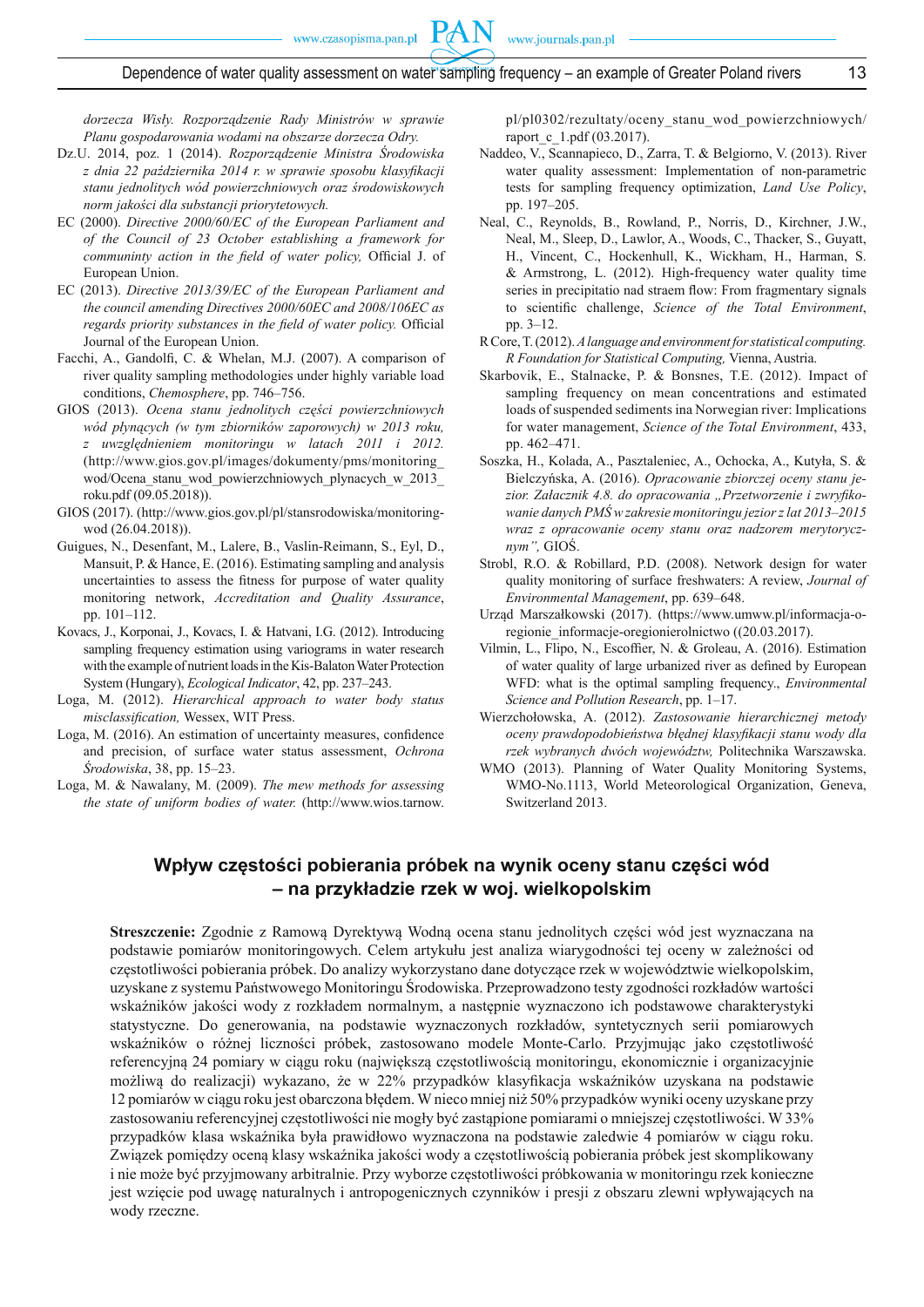*dorzecza Wisły. Rozporządzenie Rady Ministrów w sprawie Planu gospodarowania wodami na obszarze dorzecza Odry.*

Dz.U. 2014, poz. 1 (2014). *Rozporządzenie Ministra Środowiska z dnia 22 października 2014 r. w sprawie sposobu klasyfikacji stanu jednolitych wód powierzchniowych oraz środowiskowych norm jakości dla substancji priorytetowych.*

EC (2000). *Directive 2000/60/EC of the European Parliament and of the Council of 23 October establishing a framework for communinty action in the field of water policy,* Official J. of European Union.

EC (2013). *Directive 2013/39/EC of the European Parliament and the council amending Directives 2000/60EC and 2008/106EC as regards priority substances in the field of water policy.* Official Journal of the European Union.

Facchi, A., Gandolfi, C. & Whelan, M.J. (2007). A comparison of river quality sampling methodologies under highly variable load conditions, *Chemosphere*, pp. 746–756.

GIOS (2013). *Ocena stanu jednolitych części powierzchniowych wód płynących (w tym zbiorników zaporowych) w 2013 roku, z uwzględnieniem monitoringu w latach 2011 i 2012.* (http://www.gios.gov.pl/images/dokumenty/pms/monitoring_wod/Ocena_stanu_wod_powierzchniowych_plynacych_w_2013_roku.pdf (09.05.2018)).

GIOS (2017). (http://www.gios.gov.pl/pl/stansrodowiska/monitoring-wod (26.04.2018)).

Guigues, N., Desenfant, M., Lalere, B., Vaslin-Reimann, S., Eyl, D., Mansuit, P. & Hance, E. (2016). Estimating sampling and analysis uncertainties to assess the fitness for purpose of water quality monitoring network, *Accreditation and Quality Assurance*, pp. 101–112.

Kovacs, J., Korponai, J., Kovacs, I. & Hatvani, I.G. (2012). Introducing sampling frequency estimation using variograms in water research with the example of nutrient loads in the Kis-Balaton Water Protection System (Hungary), *Ecological Indicator*, 42, pp. 237–243.

Loga, M. (2012). *Hierarchical approach to water body status misclassification,* Wessex, WIT Press.

Loga, M. (2016). An estimation of uncertainty measures, confidence and precision, of surface water status assessment, *Ochrona Środowiska*, 38, pp. 15–23.

Loga, M. & Nawalany, M. (2009). *The mew methods for assessing the state of uniform bodies of water.* (http://www.wios.tarnow.pl/pl0302/rezultaty/oceny_stanu_wod_powierzchniowych/raport_c_1.pdf (03.2017).

Naddeo, V., Scannapieco, D., Zarra, T. & Belgiorno, V. (2013). River water quality assessment: Implementation of non-parametric tests for sampling frequency optimization, *Land Use Policy*, pp. 197–205.

Neal, C., Reynolds, B., Rowland, P., Norris, D., Kirchner, J.W., Neal, M., Sleep, D., Lawlor, A., Woods, C., Thacker, S., Guyatt, H., Vincent, C., Hockenhull, K., Wickham, H., Harman, S. & Armstrong, L. (2012). High-frequency water quality time series in precipitatio nad straem flow: From fragmentary signals to scientific challenge, *Science of the Total Environment*, pp. 3–12.

R Core, T. (2012). *A language and environment for statistical computing. R Foundation for Statistical Computing,* Vienna, Austria.

Skarbovik, E., Stalnacke, P. & Bonsnes, T.E. (2012). Impact of sampling frequency on mean concentrations and estimated loads of suspended sediments ina Norwegian river: Implications for water management, *Science of the Total Environment*, 433, pp. 462–471.

Soszka, H., Kolada, A., Pasztaleniec, A., Ochocka, A., Kutyła, S. & Bielczyńska, A. (2016). *Opracowanie zbiorczej oceny stanu jezior. Załacznik 4.8. do opracowania „Przetworzenie i zwryfikowanie danych PMŚ w zakresie monitoringu jezior z lat 2013–2015 wraz z opracowanie oceny stanu oraz nadzorem merytorycznym",* GIOŚ.

Strobl, R.O. & Robillard, P.D. (2008). Network design for water quality monitoring of surface freshwaters: A review, *Journal of Environmental Management*, pp. 639–648.

Urząd Marszałkowski (2017). (https://www.umww.pl/informacja-o-regionie_informacje-oregionierolnictwo ((20.03.2017).

Vilmin, L., Flipo, N., Escoffier, N. & Groleau, A. (2016). Estimation of water quality of large urbanized river as defined by European WFD: what is the optimal sampling frequency., *Environmental Science and Pollution Research*, pp. 1–17.

Wierzchołowska, A. (2012). *Zastosowanie hierarchicznej metody oceny prawdopodobieństwa błędnej klasyfikacji stanu wody dla rzek wybranych dwóch województw,* Politechnika Warszawska.

WMO (2013). Planning of Water Quality Monitoring Systems, WMO-No.1113, World Meteorological Organization, Geneva, Switzerland 2013.

## Wpływ częstości pobierania próbek na wynik oceny stanu części wód – na przykładzie rzek w woj. wielkopolskim

**Streszczenie:** Zgodnie z Ramową Dyrektywą Wodną ocena stanu jednolitych części wód jest wyznaczana na podstawie pomiarów monitoringowych. Celem artykułu jest analiza wiarygodności tej oceny w zależności od częstotliwości pobierania próbek. Do analizy wykorzystano dane dotyczące rzek w województwie wielkopolskim, uzyskane z systemu Państwowego Monitoringu Środowiska. Przeprowadzono testy zgodności rozkładów wartości wskaźników jakości wody z rozkładem normalnym, a następnie wyznaczono ich podstawowe charakterystyki statystyczne. Do generowania, na podstawie wyznaczonych rozkładów, syntetycznych serii pomiarowych wskaźników o różnej liczności próbek, zastosowano modele Monte-Carlo. Przyjmując jako częstotliwość referencyjną 24 pomiary w ciągu roku (największą częstotliwością monitoringu, ekonomicznie i organizacyjnie możliwą do realizacji) wykazano, że w 22% przypadków klasyfikacja wskaźników uzyskana na podstawie 12 pomiarów w ciągu roku jest obarczona błędem. W nieco mniej niż 50% przypadków wyniki oceny uzyskane przy zastosowaniu referencyjnej częstotliwości nie mogły być zastąpione pomiarami o mniejszej częstotliwości. W 33% przypadków klasa wskaźnika była prawidłowo wyznaczona na podstawie zaledwie 4 pomiarów w ciągu roku. Związek pomiędzy oceną klasy wskaźnika jakości wody a częstotliwością pobierania próbek jest skomplikowany i nie może być przyjmowany arbitralnie. Przy wyborze częstotliwości próbkowania w monitoringu rzek konieczne jest wzięcie pod uwagę naturalnych i antropogenicznych czynników i presji z obszaru zlewni wpływających na wody rzeczne.